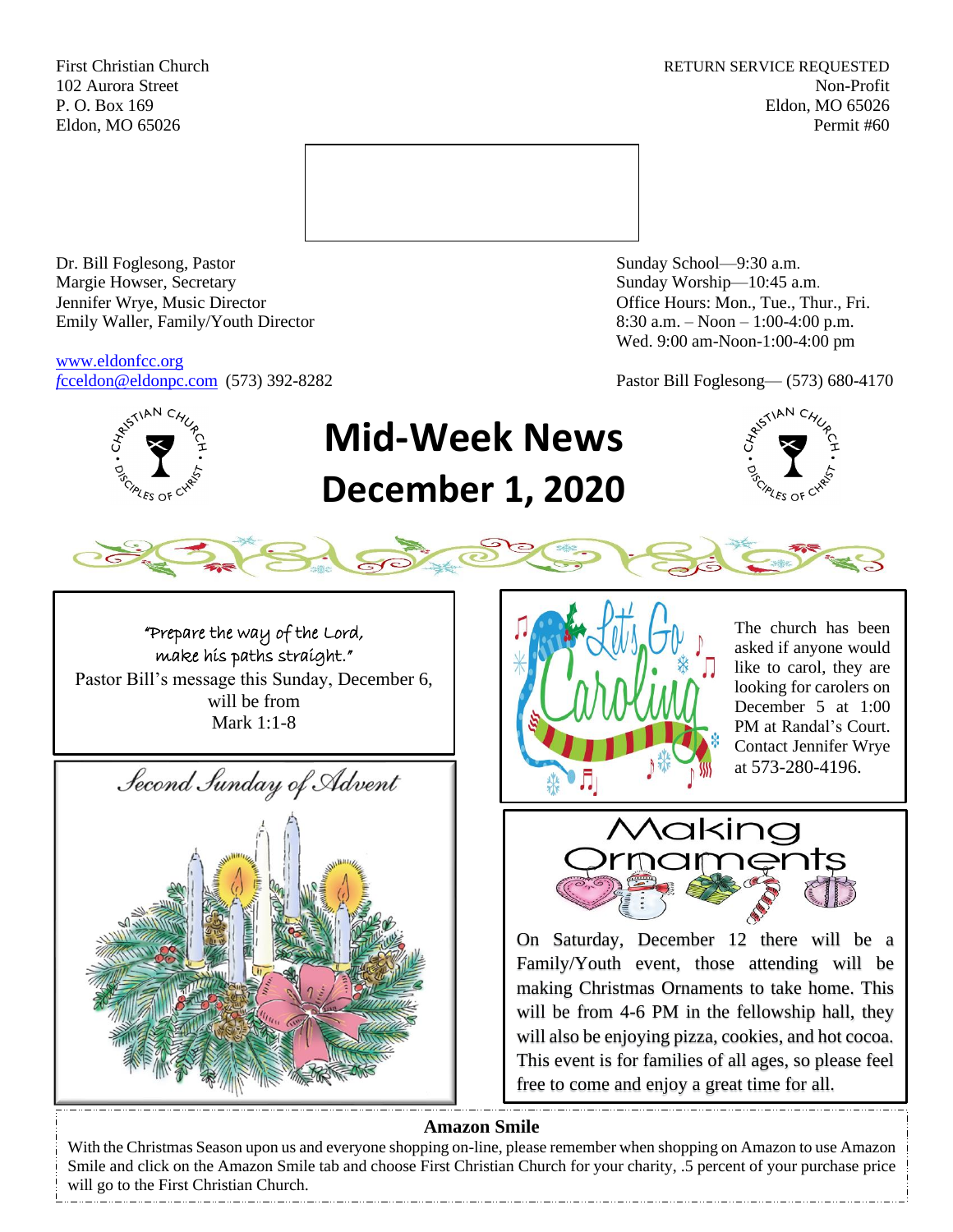First Christian Church
102 Aurora Street
P. O. Box 169
Eldon, MO 65026

RETURN SERVICE REQUESTED
Non-Profit
Eldon, MO 65026
Permit #60

Dr. Bill Foglesong, Pastor
Margie Howser, Secretary
Jennifer Wrye, Music Director
Emily Waller, Family/Youth Director

www.eldonfcc.org
fcceldon@eldonpc.com (573) 392-8282

Sunday School—9:30 a.m.
Sunday Worship—10:45 a.m.
Office Hours: Mon., Tue., Thur., Fri.
8:30 a.m. – Noon – 1:00-4:00 p.m.
Wed. 9:00 am-Noon-1:00-4:00 pm

Pastor Bill Foglesong— (573) 680-4170

# Mid-Week News
# December 1, 2020

*"Prepare the way of the Lord, make his paths straight."*
Pastor Bill's message this Sunday, December 6, will be from
Mark 1:1-8

*Second Sunday of Advent*

## Let's Go Caroling

The church has been asked if anyone would like to carol, they are looking for carolers on December 5 at 1:00 PM at Randal's Court. Contact Jennifer Wrye at 573-280-4196.

## Making Ornaments

On Saturday, December 12 there will be a Family/Youth event, those attending will be making Christmas Ornaments to take home. This will be from 4-6 PM in the fellowship hall, they will also be enjoying pizza, cookies, and hot cocoa. This event is for families of all ages, so please feel free to come and enjoy a great time for all.

**Amazon Smile**

With the Christmas Season upon us and everyone shopping on-line, please remember when shopping on Amazon to use Amazon Smile and click on the Amazon Smile tab and choose First Christian Church for your charity, .5 percent of your purchase price will go to the First Christian Church.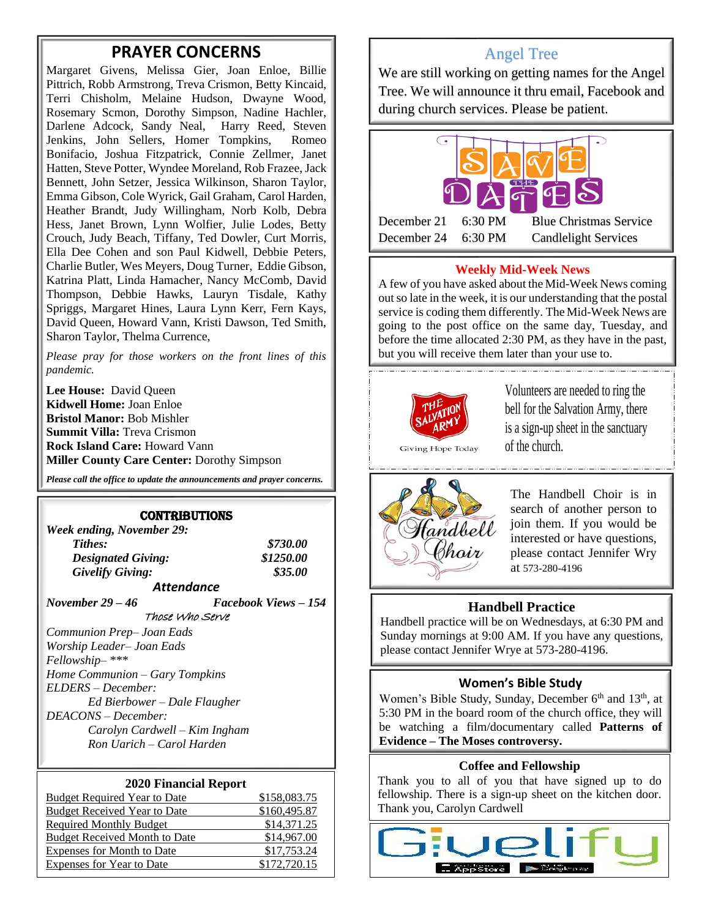# PRAYER CONCERNS

Margaret Givens, Melissa Gier, Joan Enloe, Billie Pittrich, Robb Armstrong, Treva Crismon, Betty Kincaid, Terri Chisholm, Melaine Hudson, Dwayne Wood, Rosemary Scmon, Dorothy Simpson, Nadine Hachler, Darlene Adcock, Sandy Neal, Harry Reed, Steven Jenkins, John Sellers, Homer Tompkins, Romeo Bonifacio, Joshua Fitzpatrick, Connie Zellmer, Janet Hatten, Steve Potter, Wyndee Moreland, Rob Frazee, Jack Bennett, John Setzer, Jessica Wilkinson, Sharon Taylor, Emma Gibson, Cole Wyrick, Gail Graham, Carol Harden, Heather Brandt, Judy Willingham, Norb Kolb, Debra Hess, Janet Brown, Lynn Wolfier, Julie Lodes, Betty Crouch, Judy Beach, Tiffany, Ted Dowler, Curt Morris, Ella Dee Cohen and son Paul Kidwell, Debbie Peters, Charlie Butler, Wes Meyers, Doug Turner, Eddie Gibson, Katrina Platt, Linda Hamacher, Nancy McComb, David Thompson, Debbie Hawks, Lauryn Tisdale, Kathy Spriggs, Margaret Hines, Laura Lynn Kerr, Fern Kays, David Queen, Howard Vann, Kristi Dawson, Ted Smith, Sharon Taylor, Thelma Currence,

*Please pray for those workers on the front lines of this pandemic.*

**Lee House:** David Queen
**Kidwell Home:** Joan Enloe
**Bristol Manor:** Bob Mishler
**Summit Villa:** Treva Crismon
**Rock Island Care:** Howard Vann
**Miller County Care Center:** Dorothy Simpson

***Please call the office to update the announcements and prayer concerns.***

## CONTRIBUTIONS

***Week ending, November 29:***

| | |
|---|---|
| ***Tithes:*** | ***$730.00*** |
| ***Designated Giving:*** | ***$1250.00*** |
| ***Givelify Giving:*** | ***$35.00*** |

***Attendance***

***November 29 – 46*** ***Facebook Views – 154***

*Those Who Serve*

*Communion Prep– Joan Eads*
*Worship Leader– Joan Eads*
*Fellowship– \*\*\**
*Home Communion – Gary Tompkins*
*ELDERS – December:*
*Ed Bierbower – Dale Flaugher*
*DEACONS – December:*
*Carolyn Cardwell – Kim Ingham*
*Ron Uarich – Carol Harden*

## 2020 Financial Report

| | |
|---|---|
| Budget Required Year to Date | $158,083.75 |
| Budget Received Year to Date | $160,495.87 |
| Required Monthly Budget | $14,371.25 |
| Budget Received Month to Date | $14,967.00 |
| Expenses for Month to Date | $17,753.24 |
| Expenses for Year to Date | $172,720.15 |

## Angel Tree

We are still working on getting names for the Angel Tree. We will announce it thru email, Facebook and during church services. Please be patient.

## SAVE THE DATES

| | | |
|---|---|---|
| December 21 | 6:30 PM | Blue Christmas Service |
| December 24 | 6:30 PM | Candlelight Services |

## Weekly Mid-Week News

A few of you have asked about the Mid-Week News coming out so late in the week, it is our understanding that the postal service is coding them differently. The Mid-Week News are going to the post office on the same day, Tuesday, and before the time allocated 2:30 PM, as they have in the past, but you will receive them later than your use to.

THE SALVATION ARMY
Giving Hope Today

Volunteers are needed to ring the bell for the Salvation Army, there is a sign-up sheet in the sanctuary of the church.

Handbell Choir

The Handbell Choir is in search of another person to join them. If you would be interested or have questions, please contact Jennifer Wry at 573-280-4196

## Handbell Practice

Handbell practice will be on Wednesdays, at 6:30 PM and Sunday mornings at 9:00 AM. If you have any questions, please contact Jennifer Wrye at 573-280-4196.

## Women's Bible Study

Women's Bible Study, Sunday, December 6th and 13th, at 5:30 PM in the board room of the church office, they will be watching a film/documentary called **Patterns of Evidence – The Moses controversy.**

## Coffee and Fellowship

Thank you to all of you that have signed up to do fellowship. There is a sign-up sheet on the kitchen door. Thank you, Carolyn Cardwell

Givelify